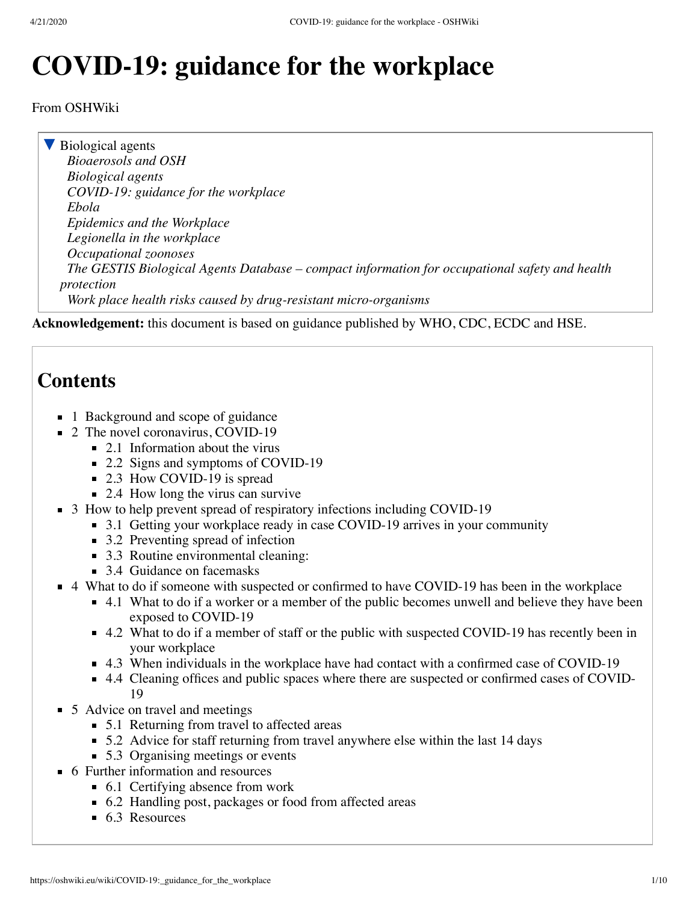# COVID-19: guidance for the workplace

From OSHWiki

▼ Biological agents

- *Bioaerosols and OSH*
- *Biological agents*
- *COVID-19: guidance for the workplace*
- *Ebola*
- *Epidemics and the Workplace*
- *Legionella in the workplace*
- *Occupational zoonoses*
- *The GESTIS Biological Agents Database – compact information for occupational safety and health protection*
- *Work place health risks caused by drug-resistant micro-organisms*

**Acknowledgement:** this document is based on guidance published by WHO, CDC, ECDC and HSE.

## Contents

- 1 Background and scope of guidance
- 2 The novel coronavirus, COVID-19
  - 2.1 Information about the virus
  - 2.2 Signs and symptoms of COVID-19
  - 2.3 How COVID-19 is spread
  - 2.4 How long the virus can survive
- 3 How to help prevent spread of respiratory infections including COVID-19
  - 3.1 Getting your workplace ready in case COVID-19 arrives in your community
  - 3.2 Preventing spread of infection
  - 3.3 Routine environmental cleaning:
  - 3.4 Guidance on facemasks
- 4 What to do if someone with suspected or confirmed to have COVID-19 has been in the workplace
  - 4.1 What to do if a worker or a member of the public becomes unwell and believe they have been exposed to COVID-19
  - 4.2 What to do if a member of staff or the public with suspected COVID-19 has recently been in your workplace
  - 4.3 When individuals in the workplace have had contact with a confirmed case of COVID-19
  - 4.4 Cleaning offices and public spaces where there are suspected or confirmed cases of COVID-19
- 5 Advice on travel and meetings
  - 5.1 Returning from travel to affected areas
  - 5.2 Advice for staff returning from travel anywhere else within the last 14 days
  - 5.3 Organising meetings or events
- 6 Further information and resources
  - 6.1 Certifying absence from work
  - 6.2 Handling post, packages or food from affected areas
  - 6.3 Resources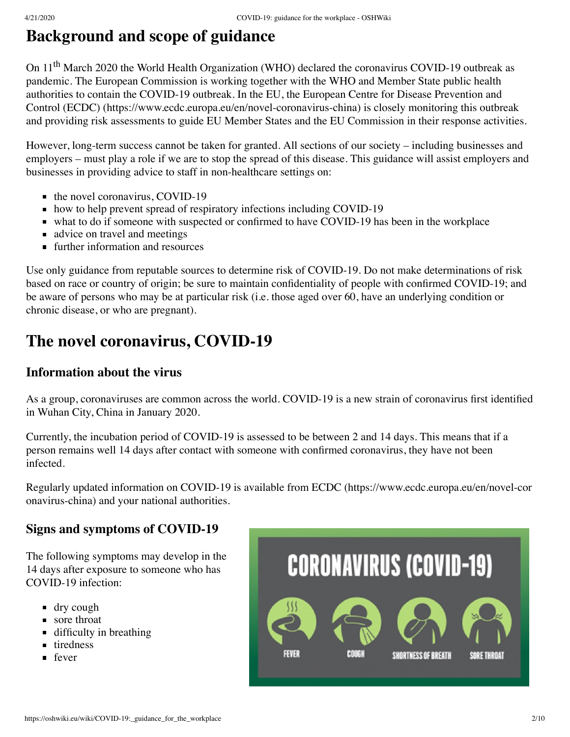# Background and scope of guidance

On 11th March 2020 the World Health Organization (WHO) declared the coronavirus COVID-19 outbreak as pandemic. The European Commission is working together with the WHO and Member State public health authorities to contain the COVID-19 outbreak. In the EU, the European Centre for Disease Prevention and Control (ECDC) (https://www.ecdc.europa.eu/en/novel-coronavirus-china) is closely monitoring this outbreak and providing risk assessments to guide EU Member States and the EU Commission in their response activities.

However, long-term success cannot be taken for granted. All sections of our society – including businesses and employers – must play a role if we are to stop the spread of this disease. This guidance will assist employers and businesses in providing advice to staff in non-healthcare settings on:

- the novel coronavirus, COVID-19
- how to help prevent spread of respiratory infections including COVID-19
- what to do if someone with suspected or confirmed to have COVID-19 has been in the workplace
- advice on travel and meetings
- further information and resources

Use only guidance from reputable sources to determine risk of COVID-19. Do not make determinations of risk based on race or country of origin; be sure to maintain confidentiality of people with confirmed COVID-19; and be aware of persons who may be at particular risk (i.e. those aged over 60, have an underlying condition or chronic disease, or who are pregnant).

# The novel coronavirus, COVID-19

## Information about the virus

As a group, coronaviruses are common across the world. COVID-19 is a new strain of coronavirus first identified in Wuhan City, China in January 2020.

Currently, the incubation period of COVID-19 is assessed to be between 2 and 14 days. This means that if a person remains well 14 days after contact with someone with confirmed coronavirus, they have not been infected.

Regularly updated information on COVID-19 is available from ECDC (https://www.ecdc.europa.eu/en/novel-coronavirus-china) and your national authorities.

## Signs and symptoms of COVID-19

The following symptoms may develop in the 14 days after exposure to someone who has COVID-19 infection:

- dry cough
- sore throat
- difficulty in breathing
- tiredness
- fever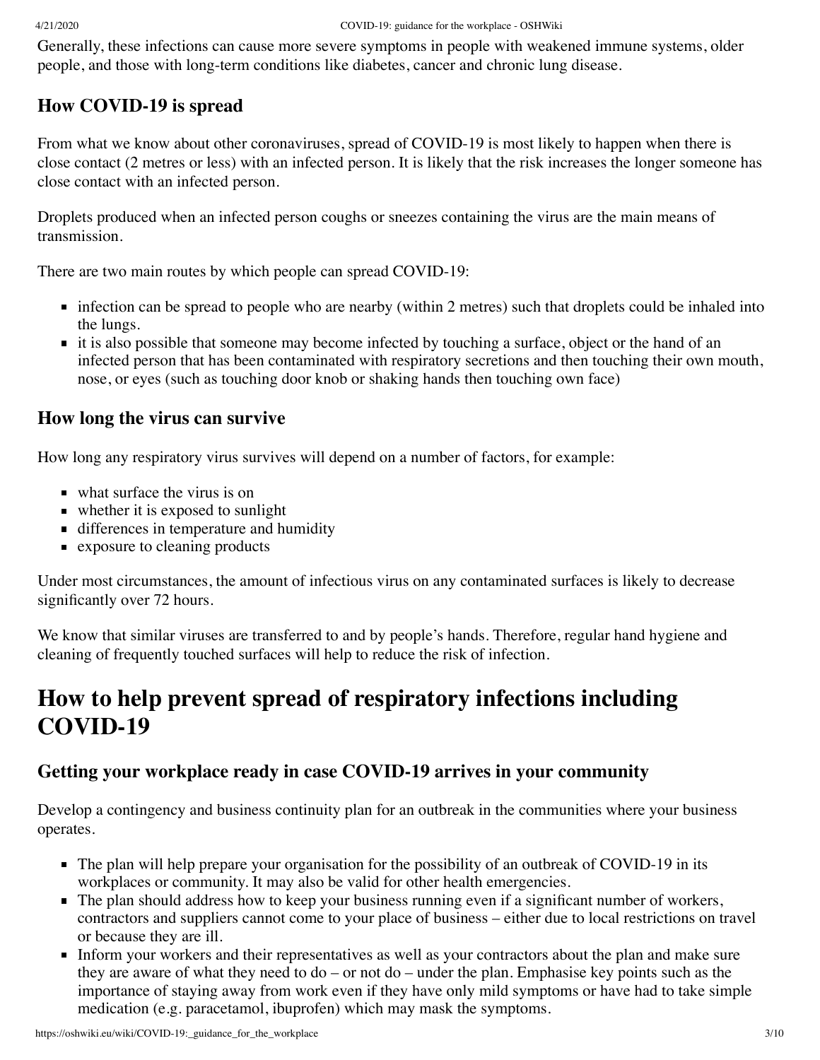Generally, these infections can cause more severe symptoms in people with weakened immune systems, older people, and those with long-term conditions like diabetes, cancer and chronic lung disease.

### How COVID-19 is spread

From what we know about other coronaviruses, spread of COVID-19 is most likely to happen when there is close contact (2 metres or less) with an infected person. It is likely that the risk increases the longer someone has close contact with an infected person.

Droplets produced when an infected person coughs or sneezes containing the virus are the main means of transmission.

There are two main routes by which people can spread COVID-19:

- infection can be spread to people who are nearby (within 2 metres) such that droplets could be inhaled into the lungs.
- it is also possible that someone may become infected by touching a surface, object or the hand of an infected person that has been contaminated with respiratory secretions and then touching their own mouth, nose, or eyes (such as touching door knob or shaking hands then touching own face)

### How long the virus can survive

How long any respiratory virus survives will depend on a number of factors, for example:

- what surface the virus is on
- whether it is exposed to sunlight
- differences in temperature and humidity
- exposure to cleaning products

Under most circumstances, the amount of infectious virus on any contaminated surfaces is likely to decrease significantly over 72 hours.

We know that similar viruses are transferred to and by people's hands. Therefore, regular hand hygiene and cleaning of frequently touched surfaces will help to reduce the risk of infection.

## How to help prevent spread of respiratory infections including COVID-19

### Getting your workplace ready in case COVID-19 arrives in your community

Develop a contingency and business continuity plan for an outbreak in the communities where your business operates.

- The plan will help prepare your organisation for the possibility of an outbreak of COVID-19 in its workplaces or community. It may also be valid for other health emergencies.
- The plan should address how to keep your business running even if a significant number of workers, contractors and suppliers cannot come to your place of business – either due to local restrictions on travel or because they are ill.
- Inform your workers and their representatives as well as your contractors about the plan and make sure they are aware of what they need to do – or not do – under the plan. Emphasise key points such as the importance of staying away from work even if they have only mild symptoms or have had to take simple medication (e.g. paracetamol, ibuprofen) which may mask the symptoms.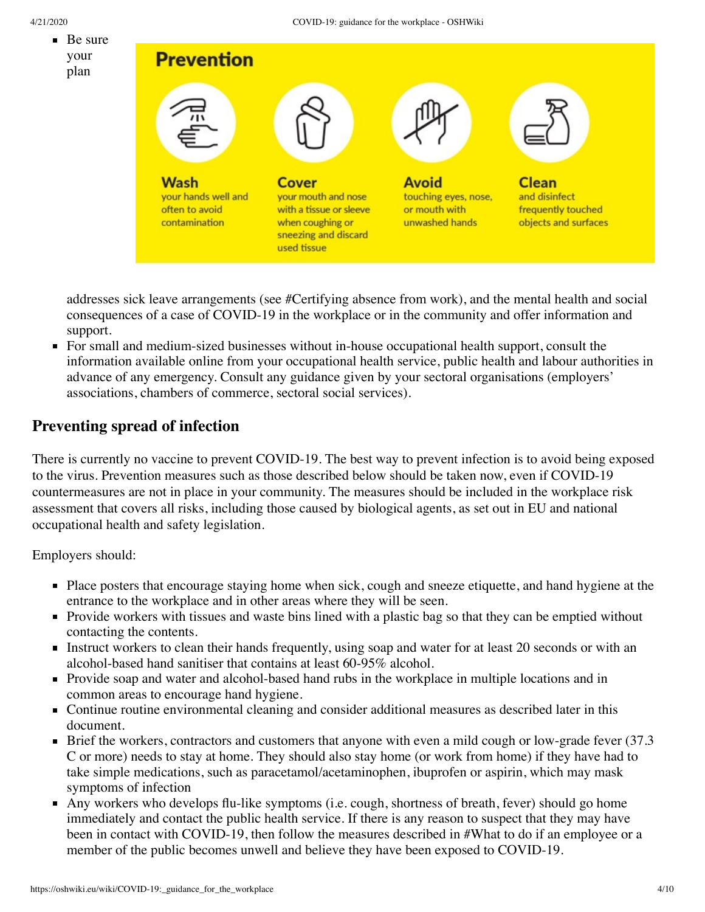- Be sure your plan

**Prevention**

**Wash** your hands well and often to avoid contamination

**Cover** your mouth and nose with a tissue or sleeve when coughing or sneezing and discard used tissue

**Avoid** touching eyes, nose, or mouth with unwashed hands

**Clean** and disinfect frequently touched objects and surfaces

addresses sick leave arrangements (see #Certifying absence from work), and the mental health and social consequences of a case of COVID-19 in the workplace or in the community and offer information and support.
- For small and medium-sized businesses without in-house occupational health support, consult the information available online from your occupational health service, public health and labour authorities in advance of any emergency. Consult any guidance given by your sectoral organisations (employers' associations, chambers of commerce, sectoral social services).

## Preventing spread of infection

There is currently no vaccine to prevent COVID-19. The best way to prevent infection is to avoid being exposed to the virus. Prevention measures such as those described below should be taken now, even if COVID-19 countermeasures are not in place in your community. The measures should be included in the workplace risk assessment that covers all risks, including those caused by biological agents, as set out in EU and national occupational health and safety legislation.

Employers should:

- Place posters that encourage staying home when sick, cough and sneeze etiquette, and hand hygiene at the entrance to the workplace and in other areas where they will be seen.
- Provide workers with tissues and waste bins lined with a plastic bag so that they can be emptied without contacting the contents.
- Instruct workers to clean their hands frequently, using soap and water for at least 20 seconds or with an alcohol-based hand sanitiser that contains at least 60-95% alcohol.
- Provide soap and water and alcohol-based hand rubs in the workplace in multiple locations and in common areas to encourage hand hygiene.
- Continue routine environmental cleaning and consider additional measures as described later in this document.
- Brief the workers, contractors and customers that anyone with even a mild cough or low-grade fever (37.3 C or more) needs to stay at home. They should also stay home (or work from home) if they have had to take simple medications, such as paracetamol/acetaminophen, ibuprofen or aspirin, which may mask symptoms of infection
- Any workers who develops flu-like symptoms (i.e. cough, shortness of breath, fever) should go home immediately and contact the public health service. If there is any reason to suspect that they may have been in contact with COVID-19, then follow the measures described in #What to do if an employee or a member of the public becomes unwell and believe they have been exposed to COVID-19.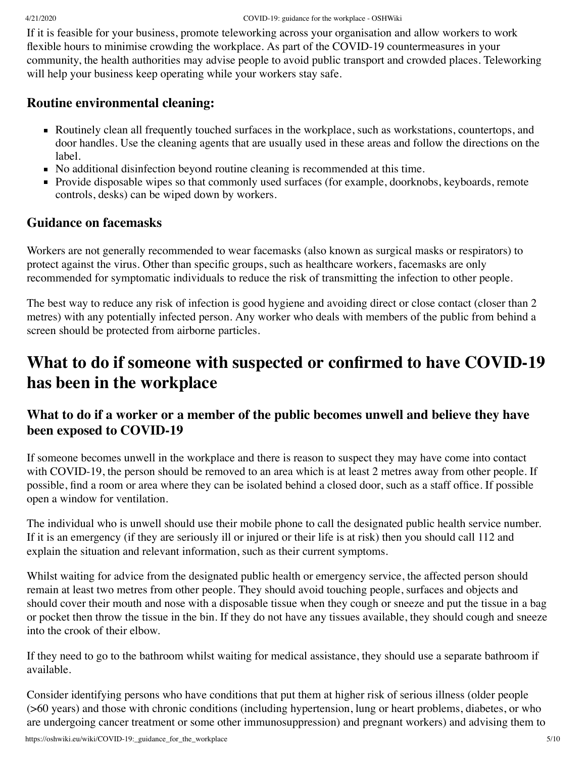If it is feasible for your business, promote teleworking across your organisation and allow workers to work flexible hours to minimise crowding the workplace. As part of the COVID-19 countermeasures in your community, the health authorities may advise people to avoid public transport and crowded places. Teleworking will help your business keep operating while your workers stay safe.

### Routine environmental cleaning:

- Routinely clean all frequently touched surfaces in the workplace, such as workstations, countertops, and door handles. Use the cleaning agents that are usually used in these areas and follow the directions on the label.
- No additional disinfection beyond routine cleaning is recommended at this time.
- Provide disposable wipes so that commonly used surfaces (for example, doorknobs, keyboards, remote controls, desks) can be wiped down by workers.

### Guidance on facemasks

Workers are not generally recommended to wear facemasks (also known as surgical masks or respirators) to protect against the virus. Other than specific groups, such as healthcare workers, facemasks are only recommended for symptomatic individuals to reduce the risk of transmitting the infection to other people.

The best way to reduce any risk of infection is good hygiene and avoiding direct or close contact (closer than 2 metres) with any potentially infected person. Any worker who deals with members of the public from behind a screen should be protected from airborne particles.

## What to do if someone with suspected or confirmed to have COVID-19 has been in the workplace

### What to do if a worker or a member of the public becomes unwell and believe they have been exposed to COVID-19

If someone becomes unwell in the workplace and there is reason to suspect they may have come into contact with COVID-19, the person should be removed to an area which is at least 2 metres away from other people. If possible, find a room or area where they can be isolated behind a closed door, such as a staff office. If possible open a window for ventilation.

The individual who is unwell should use their mobile phone to call the designated public health service number. If it is an emergency (if they are seriously ill or injured or their life is at risk) then you should call 112 and explain the situation and relevant information, such as their current symptoms.

Whilst waiting for advice from the designated public health or emergency service, the affected person should remain at least two metres from other people. They should avoid touching people, surfaces and objects and should cover their mouth and nose with a disposable tissue when they cough or sneeze and put the tissue in a bag or pocket then throw the tissue in the bin. If they do not have any tissues available, they should cough and sneeze into the crook of their elbow.

If they need to go to the bathroom whilst waiting for medical assistance, they should use a separate bathroom if available.

Consider identifying persons who have conditions that put them at higher risk of serious illness (older people (>60 years) and those with chronic conditions (including hypertension, lung or heart problems, diabetes, or who are undergoing cancer treatment or some other immunosuppression) and pregnant workers) and advising them to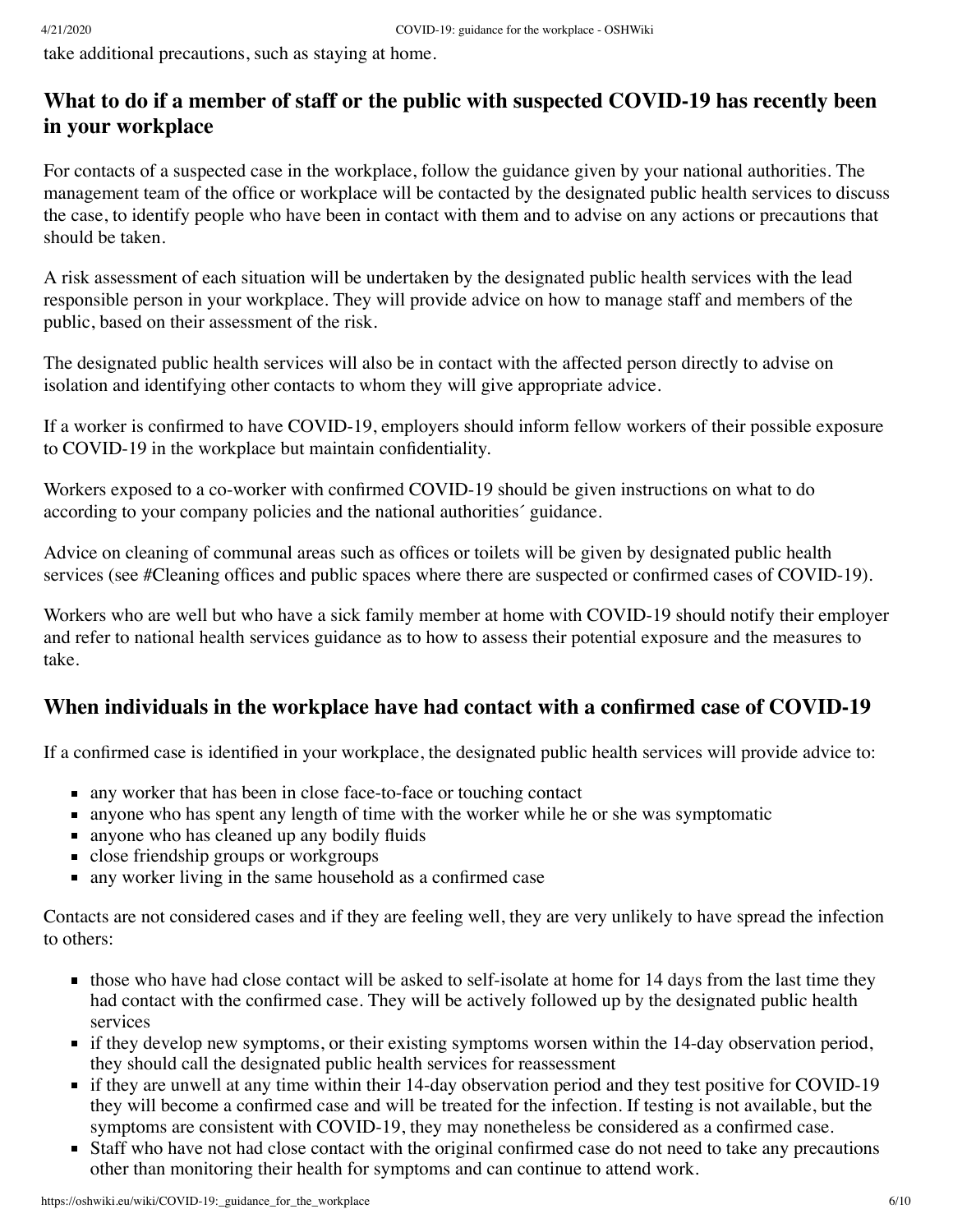take additional precautions, such as staying at home.

## What to do if a member of staff or the public with suspected COVID-19 has recently been in your workplace

For contacts of a suspected case in the workplace, follow the guidance given by your national authorities. The management team of the office or workplace will be contacted by the designated public health services to discuss the case, to identify people who have been in contact with them and to advise on any actions or precautions that should be taken.

A risk assessment of each situation will be undertaken by the designated public health services with the lead responsible person in your workplace. They will provide advice on how to manage staff and members of the public, based on their assessment of the risk.

The designated public health services will also be in contact with the affected person directly to advise on isolation and identifying other contacts to whom they will give appropriate advice.

If a worker is confirmed to have COVID-19, employers should inform fellow workers of their possible exposure to COVID-19 in the workplace but maintain confidentiality.

Workers exposed to a co-worker with confirmed COVID-19 should be given instructions on what to do according to your company policies and the national authorities´ guidance.

Advice on cleaning of communal areas such as offices or toilets will be given by designated public health services (see #Cleaning offices and public spaces where there are suspected or confirmed cases of COVID-19).

Workers who are well but who have a sick family member at home with COVID-19 should notify their employer and refer to national health services guidance as to how to assess their potential exposure and the measures to take.

## When individuals in the workplace have had contact with a confirmed case of COVID-19

If a confirmed case is identified in your workplace, the designated public health services will provide advice to:

- any worker that has been in close face-to-face or touching contact
- anyone who has spent any length of time with the worker while he or she was symptomatic
- anyone who has cleaned up any bodily fluids
- close friendship groups or workgroups
- any worker living in the same household as a confirmed case

Contacts are not considered cases and if they are feeling well, they are very unlikely to have spread the infection to others:

- those who have had close contact will be asked to self-isolate at home for 14 days from the last time they had contact with the confirmed case. They will be actively followed up by the designated public health services
- if they develop new symptoms, or their existing symptoms worsen within the 14-day observation period, they should call the designated public health services for reassessment
- if they are unwell at any time within their 14-day observation period and they test positive for COVID-19 they will become a confirmed case and will be treated for the infection. If testing is not available, but the symptoms are consistent with COVID-19, they may nonetheless be considered as a confirmed case.
- Staff who have not had close contact with the original confirmed case do not need to take any precautions other than monitoring their health for symptoms and can continue to attend work.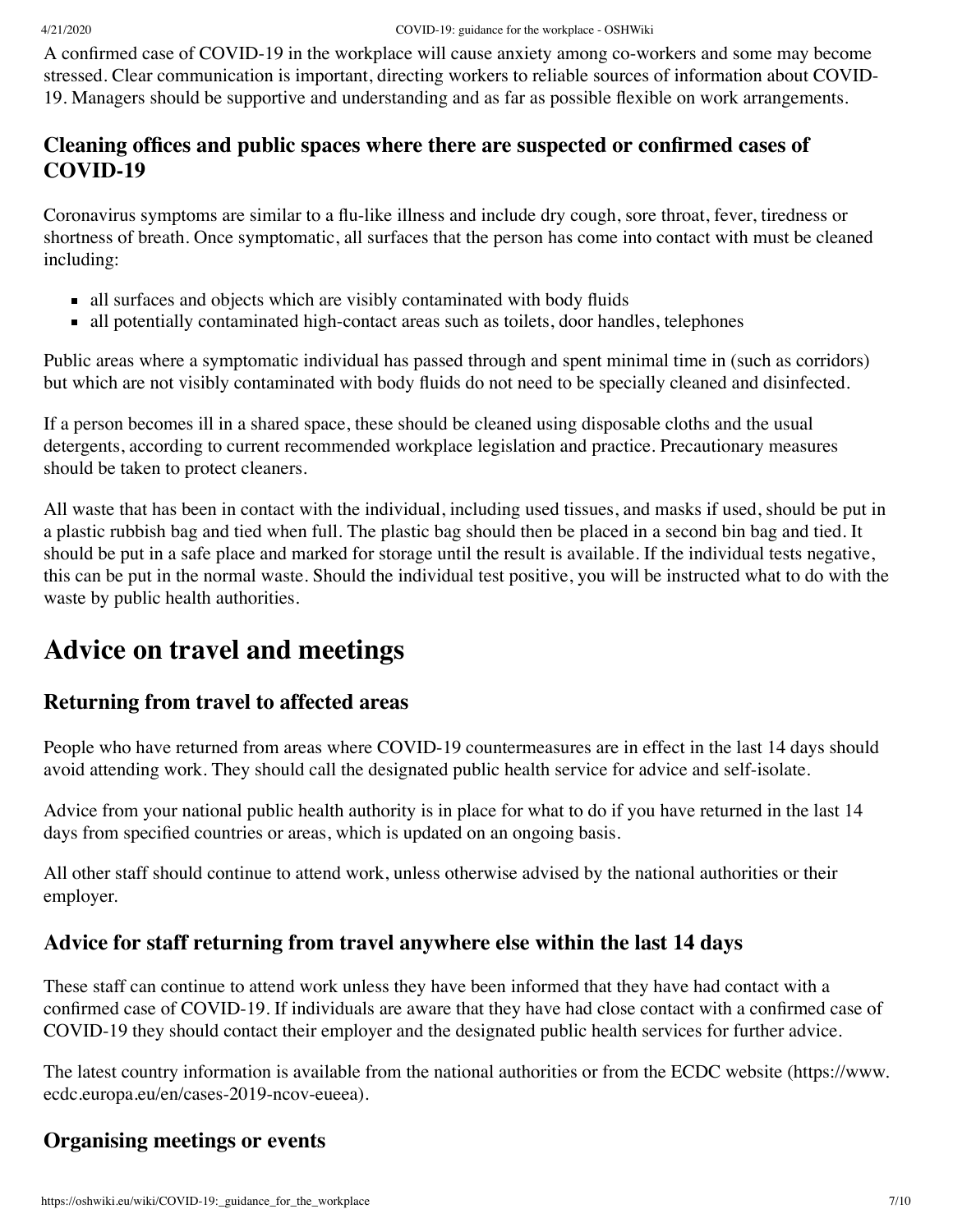A confirmed case of COVID-19 in the workplace will cause anxiety among co-workers and some may become stressed. Clear communication is important, directing workers to reliable sources of information about COVID-19. Managers should be supportive and understanding and as far as possible flexible on work arrangements.

### Cleaning offices and public spaces where there are suspected or confirmed cases of COVID-19

Coronavirus symptoms are similar to a flu-like illness and include dry cough, sore throat, fever, tiredness or shortness of breath. Once symptomatic, all surfaces that the person has come into contact with must be cleaned including:

- all surfaces and objects which are visibly contaminated with body fluids
- all potentially contaminated high-contact areas such as toilets, door handles, telephones

Public areas where a symptomatic individual has passed through and spent minimal time in (such as corridors) but which are not visibly contaminated with body fluids do not need to be specially cleaned and disinfected.

If a person becomes ill in a shared space, these should be cleaned using disposable cloths and the usual detergents, according to current recommended workplace legislation and practice. Precautionary measures should be taken to protect cleaners.

All waste that has been in contact with the individual, including used tissues, and masks if used, should be put in a plastic rubbish bag and tied when full. The plastic bag should then be placed in a second bin bag and tied. It should be put in a safe place and marked for storage until the result is available. If the individual tests negative, this can be put in the normal waste. Should the individual test positive, you will be instructed what to do with the waste by public health authorities.

## Advice on travel and meetings

### Returning from travel to affected areas

People who have returned from areas where COVID-19 countermeasures are in effect in the last 14 days should avoid attending work. They should call the designated public health service for advice and self-isolate.

Advice from your national public health authority is in place for what to do if you have returned in the last 14 days from specified countries or areas, which is updated on an ongoing basis.

All other staff should continue to attend work, unless otherwise advised by the national authorities or their employer.

### Advice for staff returning from travel anywhere else within the last 14 days

These staff can continue to attend work unless they have been informed that they have had contact with a confirmed case of COVID-19. If individuals are aware that they have had close contact with a confirmed case of COVID-19 they should contact their employer and the designated public health services for further advice.

The latest country information is available from the national authorities or from the ECDC website (https://www.ecdc.europa.eu/en/cases-2019-ncov-eueea).

### Organising meetings or events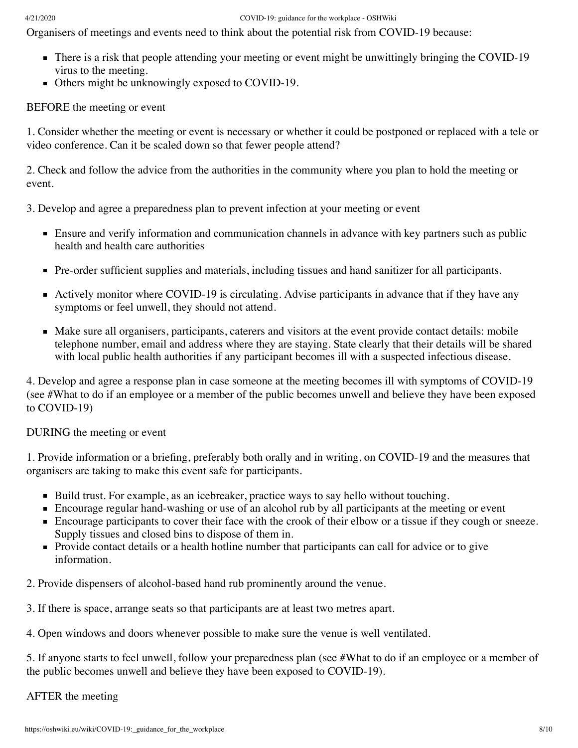Organisers of meetings and events need to think about the potential risk from COVID-19 because:

- There is a risk that people attending your meeting or event might be unwittingly bringing the COVID-19 virus to the meeting.
- Others might be unknowingly exposed to COVID-19.

BEFORE the meeting or event

1. Consider whether the meeting or event is necessary or whether it could be postponed or replaced with a tele or video conference. Can it be scaled down so that fewer people attend?

2. Check and follow the advice from the authorities in the community where you plan to hold the meeting or event.

3. Develop and agree a preparedness plan to prevent infection at your meeting or event

- Ensure and verify information and communication channels in advance with key partners such as public health and health care authorities
- Pre-order sufficient supplies and materials, including tissues and hand sanitizer for all participants.
- Actively monitor where COVID-19 is circulating. Advise participants in advance that if they have any symptoms or feel unwell, they should not attend.
- Make sure all organisers, participants, caterers and visitors at the event provide contact details: mobile telephone number, email and address where they are staying. State clearly that their details will be shared with local public health authorities if any participant becomes ill with a suspected infectious disease.

4. Develop and agree a response plan in case someone at the meeting becomes ill with symptoms of COVID-19 (see #What to do if an employee or a member of the public becomes unwell and believe they have been exposed to COVID-19)

DURING the meeting or event

1. Provide information or a briefing, preferably both orally and in writing, on COVID-19 and the measures that organisers are taking to make this event safe for participants.

- Build trust. For example, as an icebreaker, practice ways to say hello without touching.
- Encourage regular hand-washing or use of an alcohol rub by all participants at the meeting or event
- Encourage participants to cover their face with the crook of their elbow or a tissue if they cough or sneeze. Supply tissues and closed bins to dispose of them in.
- Provide contact details or a health hotline number that participants can call for advice or to give information.

2. Provide dispensers of alcohol-based hand rub prominently around the venue.

3. If there is space, arrange seats so that participants are at least two metres apart.

4. Open windows and doors whenever possible to make sure the venue is well ventilated.

5. If anyone starts to feel unwell, follow your preparedness plan (see #What to do if an employee or a member of the public becomes unwell and believe they have been exposed to COVID-19).

AFTER the meeting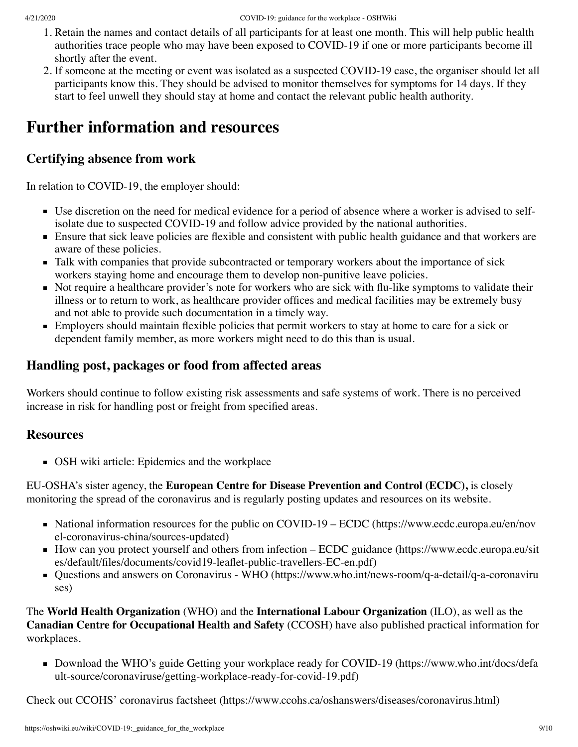1. Retain the names and contact details of all participants for at least one month. This will help public health authorities trace people who may have been exposed to COVID-19 if one or more participants become ill shortly after the event.
2. If someone at the meeting or event was isolated as a suspected COVID-19 case, the organiser should let all participants know this. They should be advised to monitor themselves for symptoms for 14 days. If they start to feel unwell they should stay at home and contact the relevant public health authority.

# Further information and resources

## Certifying absence from work

In relation to COVID-19, the employer should:

- Use discretion on the need for medical evidence for a period of absence where a worker is advised to self-isolate due to suspected COVID-19 and follow advice provided by the national authorities.
- Ensure that sick leave policies are flexible and consistent with public health guidance and that workers are aware of these policies.
- Talk with companies that provide subcontracted or temporary workers about the importance of sick workers staying home and encourage them to develop non-punitive leave policies.
- Not require a healthcare provider's note for workers who are sick with flu-like symptoms to validate their illness or to return to work, as healthcare provider offices and medical facilities may be extremely busy and not able to provide such documentation in a timely way.
- Employers should maintain flexible policies that permit workers to stay at home to care for a sick or dependent family member, as more workers might need to do this than is usual.

## Handling post, packages or food from affected areas

Workers should continue to follow existing risk assessments and safe systems of work. There is no perceived increase in risk for handling post or freight from specified areas.

## Resources

- OSH wiki article: Epidemics and the workplace

EU-OSHA's sister agency, the **European Centre for Disease Prevention and Control (ECDC),** is closely monitoring the spread of the coronavirus and is regularly posting updates and resources on its website.

- National information resources for the public on COVID-19 – ECDC (https://www.ecdc.europa.eu/en/novel-coronavirus-china/sources-updated)
- How can you protect yourself and others from infection – ECDC guidance (https://www.ecdc.europa.eu/sites/default/files/documents/covid19-leaflet-public-travellers-EC-en.pdf)
- Questions and answers on Coronavirus - WHO (https://www.who.int/news-room/q-a-detail/q-a-coronaviruses)

The **World Health Organization** (WHO) and the **International Labour Organization** (ILO), as well as the **Canadian Centre for Occupational Health and Safety** (CCOSH) have also published practical information for workplaces.

- Download the WHO's guide Getting your workplace ready for COVID-19 (https://www.who.int/docs/default-source/coronaviruse/getting-workplace-ready-for-covid-19.pdf)

Check out CCOHS' coronavirus factsheet (https://www.ccohs.ca/oshanswers/diseases/coronavirus.html)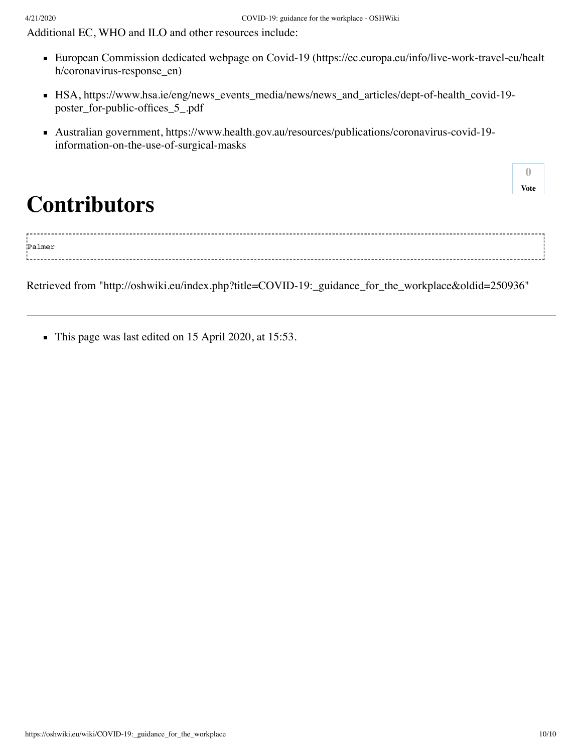Additional EC, WHO and ILO and other resources include:

- European Commission dedicated webpage on Covid-19 (https://ec.europa.eu/info/live-work-travel-eu/health/coronavirus-response_en)
- HSA, https://www.hsa.ie/eng/news_events_media/news/news_and_articles/dept-of-health_covid-19-poster_for-public-offices_5_.pdf
- Australian government, https://www.health.gov.au/resources/publications/coronavirus-covid-19-information-on-the-use-of-surgical-masks

0
Vote

# Contributors

```
Palmer
```

Retrieved from "http://oshwiki.eu/index.php?title=COVID-19:_guidance_for_the_workplace&oldid=250936"

- This page was last edited on 15 April 2020, at 15:53.